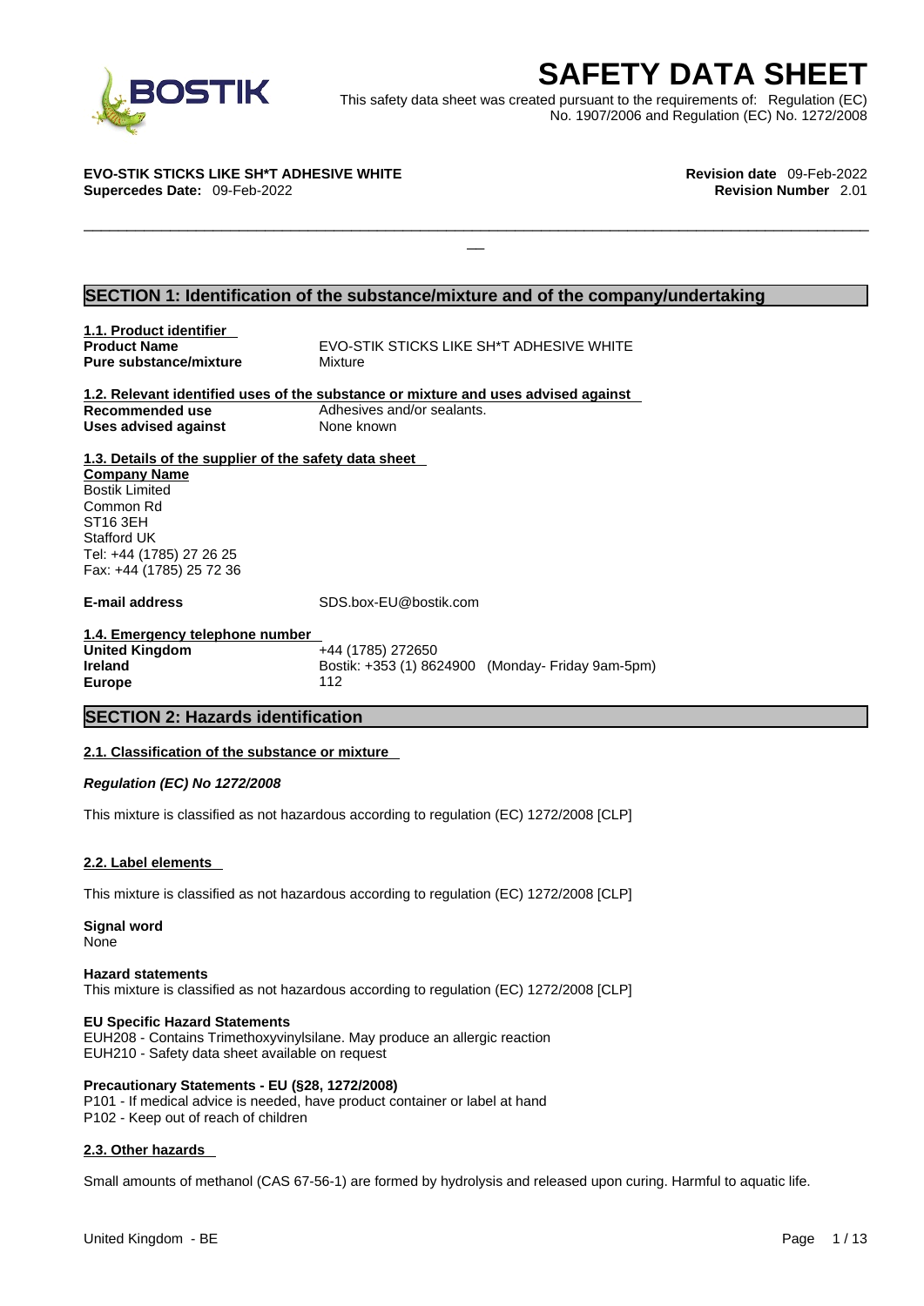# SAFETY DATA SHEET

This safety data sheet was created pursuant to the requirements of: Regulation (EC) No. 1907/2006 and Regulation (EC) No. 1272/2008

**EVO-STIK STICKS LIKE SH*T ADHESIVE WHITE**
**Supercedes Date:** 09-Feb-2022

**Revision date** 09-Feb-2022
**Revision Number** 2.01

## SECTION 1: Identification of the substance/mixture and of the company/undertaking

### 1.1. Product identifier

**Product Name** EVO-STIK STICKS LIKE SH*T ADHESIVE WHITE
**Pure substance/mixture** Mixture

### 1.2. Relevant identified uses of the substance or mixture and uses advised against

**Recommended use** Adhesives and/or sealants.
**Uses advised against** None known

### 1.3. Details of the supplier of the safety data sheet

**Company Name**
Bostik Limited
Common Rd
ST16 3EH
Stafford UK
Tel: +44 (1785) 27 26 25
Fax: +44 (1785) 25 72 36

**E-mail address** SDS.box-EU@bostik.com

### 1.4. Emergency telephone number

**United Kingdom** +44 (1785) 272650
**Ireland** Bostik: +353 (1) 8624900 (Monday- Friday 9am-5pm)
**Europe** 112

## SECTION 2: Hazards identification

### 2.1. Classification of the substance or mixture

***Regulation (EC) No 1272/2008***

This mixture is classified as not hazardous according to regulation (EC) 1272/2008 [CLP]

### 2.2. Label elements

This mixture is classified as not hazardous according to regulation (EC) 1272/2008 [CLP]

**Signal word**
None

**Hazard statements**
This mixture is classified as not hazardous according to regulation (EC) 1272/2008 [CLP]

**EU Specific Hazard Statements**
EUH208 - Contains Trimethoxyvinylsilane. May produce an allergic reaction
EUH210 - Safety data sheet available on request

**Precautionary Statements - EU (§28, 1272/2008)**
P101 - If medical advice is needed, have product container or label at hand
P102 - Keep out of reach of children

### 2.3. Other hazards

Small amounts of methanol (CAS 67-56-1) are formed by hydrolysis and released upon curing. Harmful to aquatic life.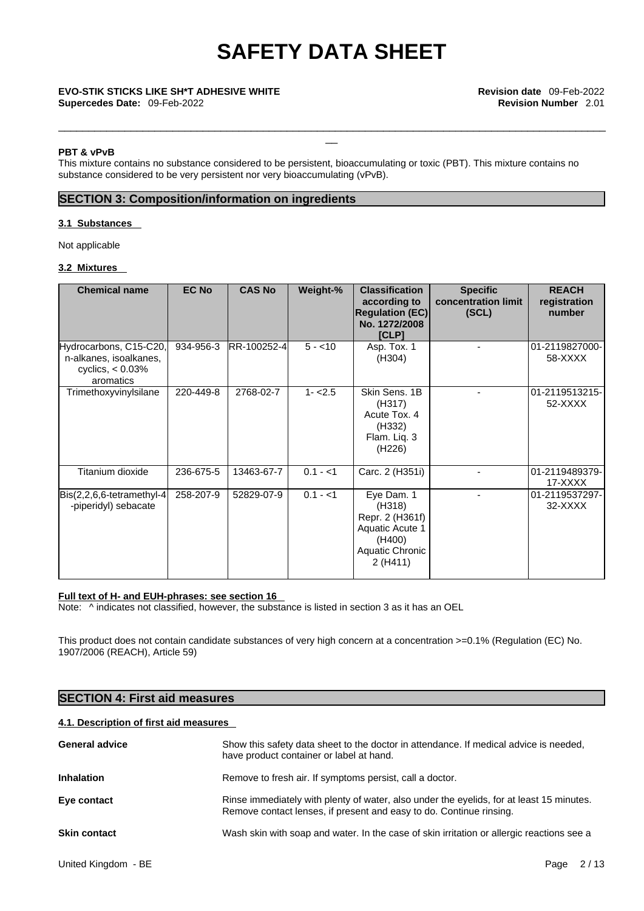### PBT & vPvB

This mixture contains no substance considered to be persistent, bioaccumulating or toxic (PBT). This mixture contains no substance considered to be very persistent nor very bioaccumulating (vPvB).

## SECTION 3: Composition/information on ingredients

### 3.1 Substances

Not applicable

### 3.2 Mixtures

| Chemical name | EC No | CAS No | Weight-% | Classification according to Regulation (EC) No. 1272/2008 [CLP] | Specific concentration limit (SCL) | REACH registration number |
|---|---|---|---|---|---|---|
| Hydrocarbons, C15-C20, n-alkanes, isoalkanes, cyclics, < 0.03% aromatics | 934-956-3 | RR-100252-4 | 5 - <10 | Asp. Tox. 1 (H304) | - | 01-2119827000-58-XXXX |
| Trimethoxyvinylsilane | 220-449-8 | 2768-02-7 | 1- <2.5 | Skin Sens. 1B (H317) Acute Tox. 4 (H332) Flam. Liq. 3 (H226) | - | 01-2119513215-52-XXXX |
| Titanium dioxide | 236-675-5 | 13463-67-7 | 0.1 - <1 | Carc. 2 (H351i) | - | 01-2119489379-17-XXXX |
| Bis(2,2,6,6-tetramethyl-4-piperidyl) sebacate | 258-207-9 | 52829-07-9 | 0.1 - <1 | Eye Dam. 1 (H318) Repr. 2 (H361f) Aquatic Acute 1 (H400) Aquatic Chronic 2 (H411) | - | 01-2119537297-32-XXXX |

**Full text of H- and EUH-phrases: see section 16**

Note: ^ indicates not classified, however, the substance is listed in section 3 as it has an OEL

This product does not contain candidate substances of very high concern at a concentration >=0.1% (Regulation (EC) No. 1907/2006 (REACH), Article 59)

## SECTION 4: First aid measures

### 4.1. Description of first aid measures

**General advice**
Show this safety data sheet to the doctor in attendance. If medical advice is needed, have product container or label at hand.

**Inhalation**
Remove to fresh air. If symptoms persist, call a doctor.

**Eye contact**
Rinse immediately with plenty of water, also under the eyelids, for at least 15 minutes. Remove contact lenses, if present and easy to do. Continue rinsing.

**Skin contact**
Wash skin with soap and water. In the case of skin irritation or allergic reactions see a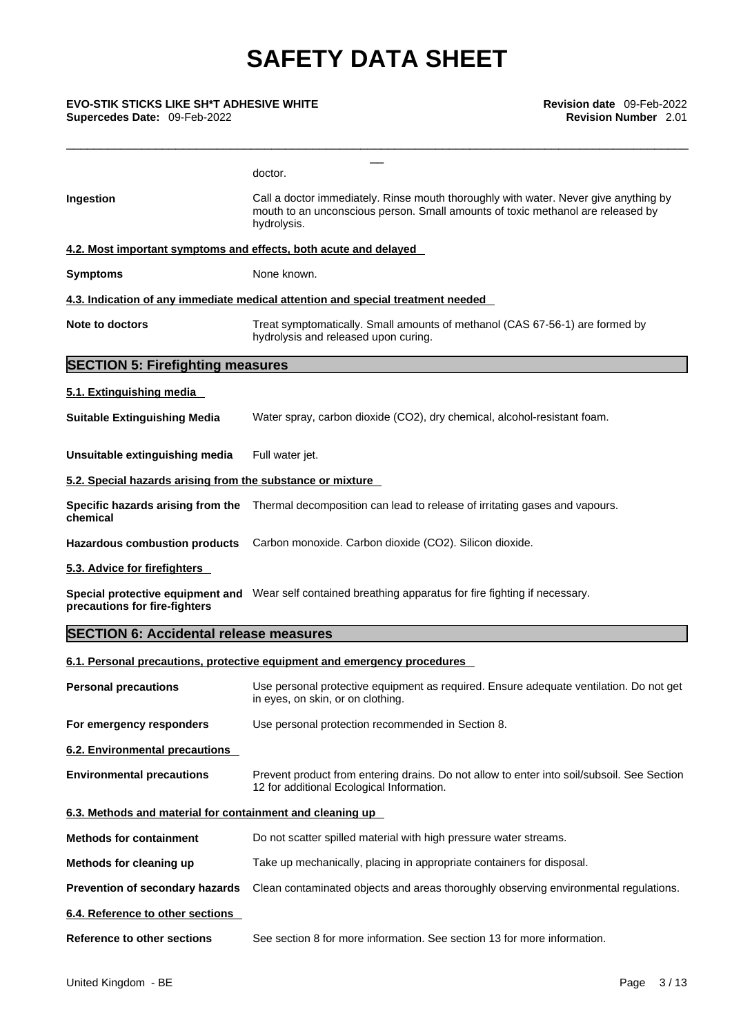doctor.

**Ingestion** Call a doctor immediately. Rinse mouth thoroughly with water. Never give anything by mouth to an unconscious person. Small amounts of toxic methanol are released by hydrolysis.

**4.2. Most important symptoms and effects, both acute and delayed**

**Symptoms** None known.

**4.3. Indication of any immediate medical attention and special treatment needed**

**Note to doctors** Treat symptomatically. Small amounts of methanol (CAS 67-56-1) are formed by hydrolysis and released upon curing.

## SECTION 5: Firefighting measures

**5.1. Extinguishing media**

**Suitable Extinguishing Media** Water spray, carbon dioxide ($CO_2$), dry chemical, alcohol-resistant foam.

**Unsuitable extinguishing media** Full water jet.

**5.2. Special hazards arising from the substance or mixture**

**Specific hazards arising from the chemical** Thermal decomposition can lead to release of irritating gases and vapours.

**Hazardous combustion products** Carbon monoxide. Carbon dioxide ($CO_2$). Silicon dioxide.

**5.3. Advice for firefighters**

**Special protective equipment and precautions for fire-fighters** Wear self contained breathing apparatus for fire fighting if necessary.

## SECTION 6: Accidental release measures

**6.1. Personal precautions, protective equipment and emergency procedures**

**Personal precautions** Use personal protective equipment as required. Ensure adequate ventilation. Do not get in eyes, on skin, or on clothing.

**For emergency responders** Use personal protection recommended in Section 8.

**6.2. Environmental precautions**

**Environmental precautions** Prevent product from entering drains. Do not allow to enter into soil/subsoil. See Section 12 for additional Ecological Information.

**6.3. Methods and material for containment and cleaning up**

**Methods for containment** Do not scatter spilled material with high pressure water streams.

**Methods for cleaning up** Take up mechanically, placing in appropriate containers for disposal.

**Prevention of secondary hazards** Clean contaminated objects and areas thoroughly observing environmental regulations.

**6.4. Reference to other sections**

**Reference to other sections** See section 8 for more information. See section 13 for more information.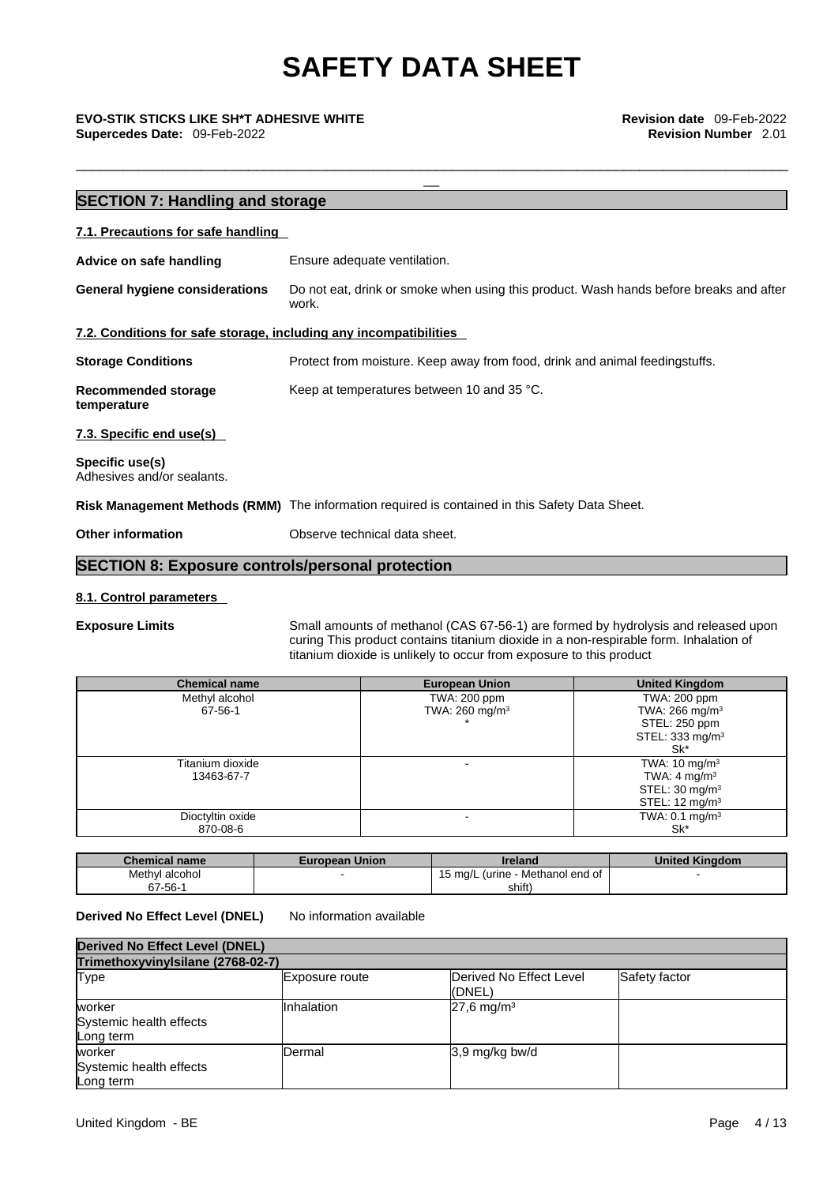# SAFETY DATA SHEET

**EVO-STIK STICKS LIKE SH*T ADHESIVE WHITE** **Revision date** 09-Feb-2022
**Supercedes Date:** 09-Feb-2022 **Revision Number** 2.01

## SECTION 7: Handling and storage

### 7.1. Precautions for safe handling

**Advice on safe handling** Ensure adequate ventilation.

**General hygiene considerations** Do not eat, drink or smoke when using this product. Wash hands before breaks and after work.

### 7.2. Conditions for safe storage, including any incompatibilities

**Storage Conditions** Protect from moisture. Keep away from food, drink and animal feedingstuffs.

**Recommended storage temperature** Keep at temperatures between 10 and 35 °C.

### 7.3. Specific end use(s)

**Specific use(s)**
Adhesives and/or sealants.

**Risk Management Methods (RMM)** The information required is contained in this Safety Data Sheet.

**Other information** Observe technical data sheet.

## SECTION 8: Exposure controls/personal protection

### 8.1. Control parameters

**Exposure Limits** Small amounts of methanol (CAS 67-56-1) are formed by hydrolysis and released upon curing This product contains titanium dioxide in a non-respirable form. Inhalation of titanium dioxide is unlikely to occur from exposure to this product

| Chemical name | European Union | United Kingdom |
|---|---|---|
| Methyl alcohol<br>67-56-1 | TWA: 200 ppm<br>TWA: 260 mg/m³<br>* | TWA: 200 ppm<br>TWA: 266 mg/m³<br>STEL: 250 ppm<br>STEL: 333 mg/m³<br>Sk* |
| Titanium dioxide<br>13463-67-7 | - | TWA: 10 mg/m³<br>TWA: 4 mg/m³<br>STEL: 30 mg/m³<br>STEL: 12 mg/m³ |
| Dioctyltin oxide<br>870-08-6 | - | TWA: 0.1 mg/m³<br>Sk* |

| Chemical name | European Union | Ireland | United Kingdom |
|---|---|---|---|
| Methyl alcohol<br>67-56-1 | - | 15 mg/L (urine - Methanol end of shift) | - |

**Derived No Effect Level (DNEL)** No information available

| Derived No Effect Level (DNEL) | | | |
|---|---|---|---|
| **Trimethoxyvinylsilane (2768-02-7)** | | | |
| Type | Exposure route | Derived No Effect Level (DNEL) | Safety factor |
| worker<br>Systemic health effects<br>Long term | Inhalation | 27,6 mg/m³ | |
| worker<br>Systemic health effects<br>Long term | Dermal | 3,9 mg/kg bw/d | |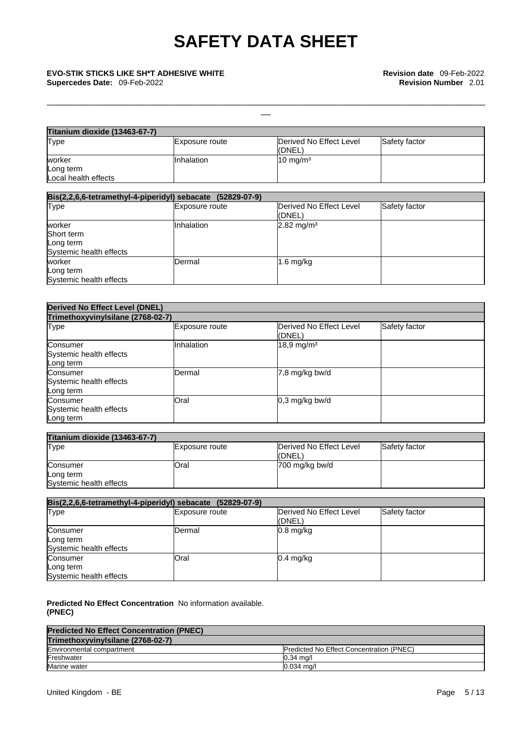| Titanium dioxide (13463-67-7) | | | |
|---|---|---|---|
| Type | Exposure route | Derived No Effect Level (DNEL) | Safety factor |
| worker<br>Long term<br>Local health effects | Inhalation | 10 mg/m³ | |

| Bis(2,2,6,6-tetramethyl-4-piperidyl) sebacate (52829-07-9) | | | |
|---|---|---|---|
| Type | Exposure route | Derived No Effect Level (DNEL) | Safety factor |
| worker<br>Short term<br>Long term<br>Systemic health effects | Inhalation | 2.82 mg/m³ | |
| worker<br>Long term<br>Systemic health effects | Dermal | 1.6 mg/kg | |

| Derived No Effect Level (DNEL) | | | |
|---|---|---|---|
| Trimethoxyvinylsilane (2768-02-7) | | | |
| Type | Exposure route | Derived No Effect Level (DNEL) | Safety factor |
| Consumer<br>Systemic health effects<br>Long term | Inhalation | 18,9 mg/m³ | |
| Consumer<br>Systemic health effects<br>Long term | Dermal | 7,8 mg/kg bw/d | |
| Consumer<br>Systemic health effects<br>Long term | Oral | 0,3 mg/kg bw/d | |

| Titanium dioxide (13463-67-7) | | | |
|---|---|---|---|
| Type | Exposure route | Derived No Effect Level (DNEL) | Safety factor |
| Consumer<br>Long term<br>Systemic health effects | Oral | 700 mg/kg bw/d | |

| Bis(2,2,6,6-tetramethyl-4-piperidyl) sebacate (52829-07-9) | | | |
|---|---|---|---|
| Type | Exposure route | Derived No Effect Level (DNEL) | Safety factor |
| Consumer<br>Long term<br>Systemic health effects | Dermal | 0.8 mg/kg | |
| Consumer<br>Long term<br>Systemic health effects | Oral | 0.4 mg/kg | |

**Predicted No Effect Concentration (PNEC)** No information available.

| Predicted No Effect Concentration (PNEC) | |
|---|---|
| Trimethoxyvinylsilane (2768-02-7) | |
| Environmental compartment | Predicted No Effect Concentration (PNEC) |
| Freshwater | 0.34 mg/l |
| Marine water | 0.034 mg/l |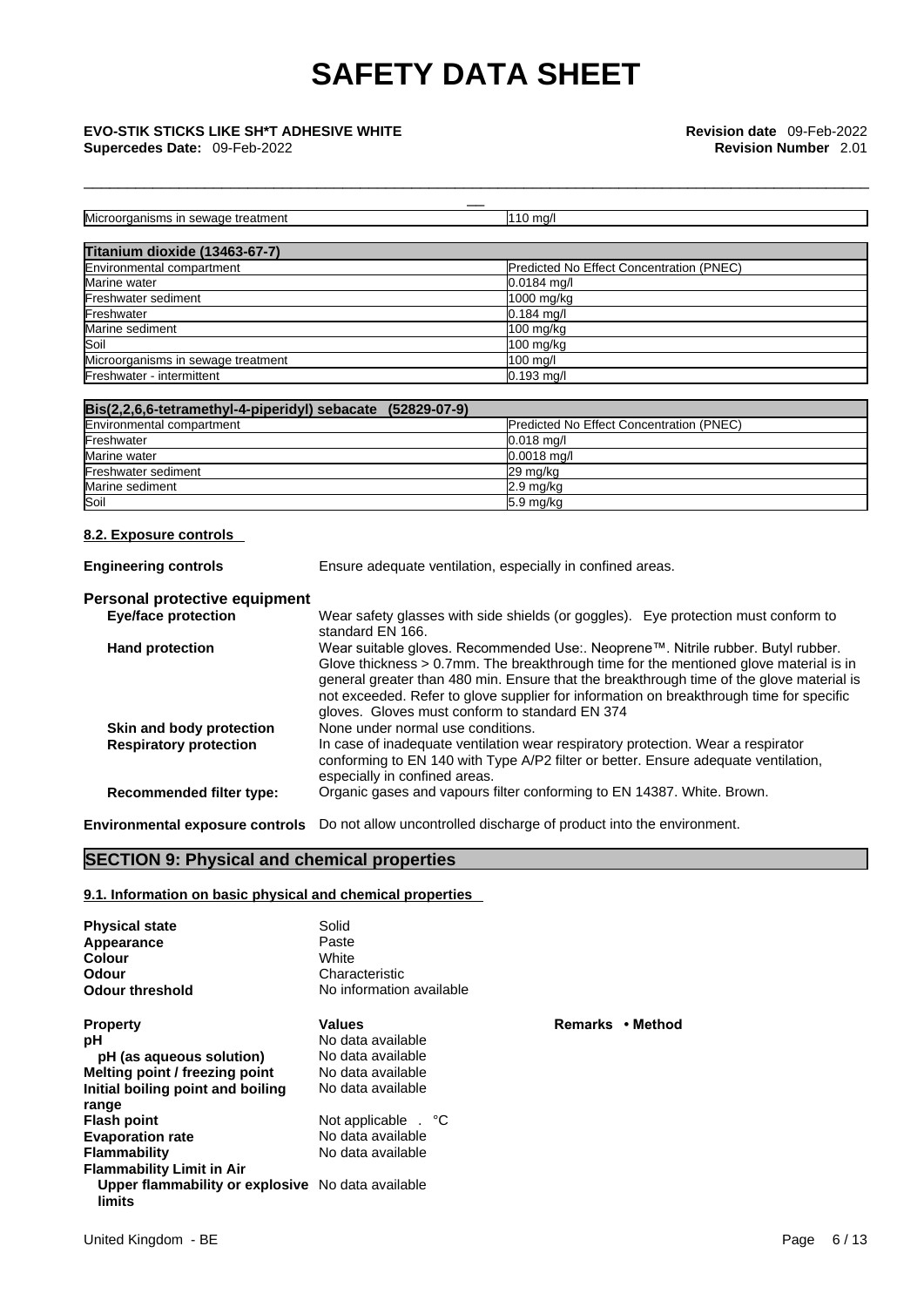| Microorganisms in sewage treatment | 110 mg/l |
|---|---|

| Titanium dioxide (13463-67-7) | |
|---|---|
| Environmental compartment | Predicted No Effect Concentration (PNEC) |
| Marine water | 0.0184 mg/l |
| Freshwater sediment | 1000 mg/kg |
| Freshwater | 0.184 mg/l |
| Marine sediment | 100 mg/kg |
| Soil | 100 mg/kg |
| Microorganisms in sewage treatment | 100 mg/l |
| Freshwater - intermittent | 0.193 mg/l |

| Bis(2,2,6,6-tetramethyl-4-piperidyl) sebacate (52829-07-9) | |
|---|---|
| Environmental compartment | Predicted No Effect Concentration (PNEC) |
| Freshwater | 0.018 mg/l |
| Marine water | 0.0018 mg/l |
| Freshwater sediment | 29 mg/kg |
| Marine sediment | 2.9 mg/kg |
| Soil | 5.9 mg/kg |

### 8.2. Exposure controls

**Engineering controls** Ensure adequate ventilation, especially in confined areas.

**Personal protective equipment**

**Eye/face protection** Wear safety glasses with side shields (or goggles). Eye protection must conform to standard EN 166.

**Hand protection** Wear suitable gloves. Recommended Use:. Neoprene™. Nitrile rubber. Butyl rubber. Glove thickness > 0.7mm. The breakthrough time for the mentioned glove material is in general greater than 480 min. Ensure that the breakthrough time of the glove material is not exceeded. Refer to glove supplier for information on breakthrough time for specific gloves. Gloves must conform to standard EN 374

**Skin and body protection** None under normal use conditions.

**Respiratory protection** In case of inadequate ventilation wear respiratory protection. Wear a respirator conforming to EN 140 with Type A/P2 filter or better. Ensure adequate ventilation, especially in confined areas.

**Recommended filter type:** Organic gases and vapours filter conforming to EN 14387. White. Brown.

**Environmental exposure controls** Do not allow uncontrolled discharge of product into the environment.

## SECTION 9: Physical and chemical properties

### 9.1. Information on basic physical and chemical properties

**Physical state** Solid
**Appearance** Paste
**Colour** White
**Odour** Characteristic
**Odour threshold** No information available

| Property | Values | Remarks • Method |
|---|---|---|
| **pH** | No data available | |
| **pH (as aqueous solution)** | No data available | |
| **Melting point / freezing point** | No data available | |
| **Initial boiling point and boiling range** | No data available | |
| **Flash point** | Not applicable . °C | |
| **Evaporation rate** | No data available | |
| **Flammability** | No data available | |
| **Flammability Limit in Air** | | |
| **Upper flammability or explosive limits** | No data available | |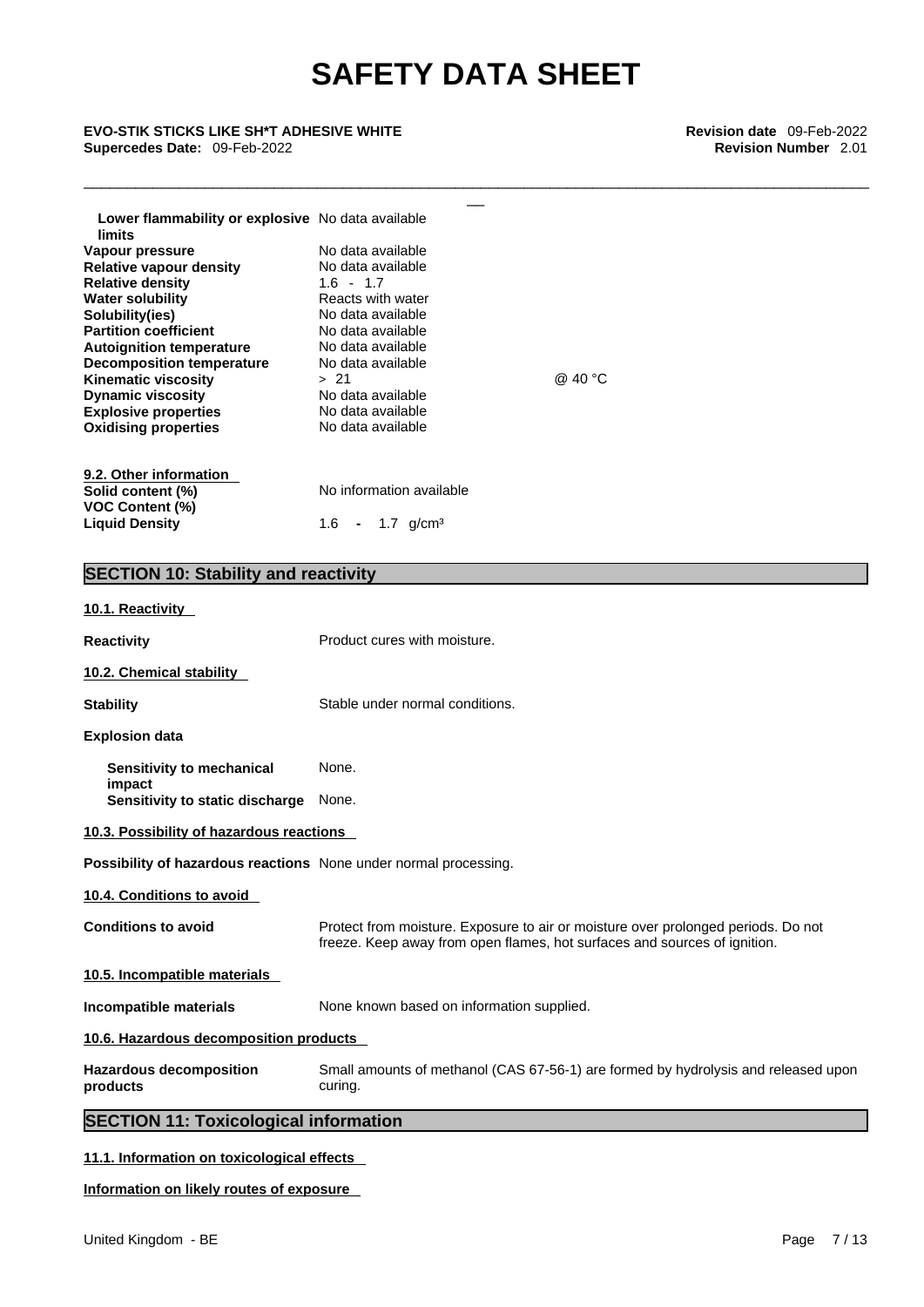| | | |
|---|---|---|
| **Lower flammability or explosive limits** | No data available | |
| **Vapour pressure** | No data available | |
| **Relative vapour density** | No data available | |
| **Relative density** | 1.6 - 1.7 | |
| **Water solubility** | Reacts with water | |
| **Solubility(ies)** | No data available | |
| **Partition coefficient** | No data available | |
| **Autoignition temperature** | No data available | |
| **Decomposition temperature** | No data available | |
| **Kinematic viscosity** | > 21 | @ 40 °C |
| **Dynamic viscosity** | No data available | |
| **Explosive properties** | No data available | |
| **Oxidising properties** | No data available | |

**9.2. Other information**

| | |
|---|---|
| **Solid content (%)** | No information available |
| **VOC Content (%)** | |
| **Liquid Density** | 1.6 - 1.7 g/cm³ |

## SECTION 10: Stability and reactivity

**10.1. Reactivity**

**Reactivity** Product cures with moisture.

**10.2. Chemical stability**

**Stability** Stable under normal conditions.

**Explosion data**

**Sensitivity to mechanical impact** None.
**Sensitivity to static discharge** None.

**10.3. Possibility of hazardous reactions**

**Possibility of hazardous reactions** None under normal processing.

**10.4. Conditions to avoid**

**Conditions to avoid** Protect from moisture. Exposure to air or moisture over prolonged periods. Do not freeze. Keep away from open flames, hot surfaces and sources of ignition.

**10.5. Incompatible materials**

**Incompatible materials** None known based on information supplied.

**10.6. Hazardous decomposition products**

**Hazardous decomposition products** Small amounts of methanol (CAS 67-56-1) are formed by hydrolysis and released upon curing.

## SECTION 11: Toxicological information

**11.1. Information on toxicological effects**

**Information on likely routes of exposure**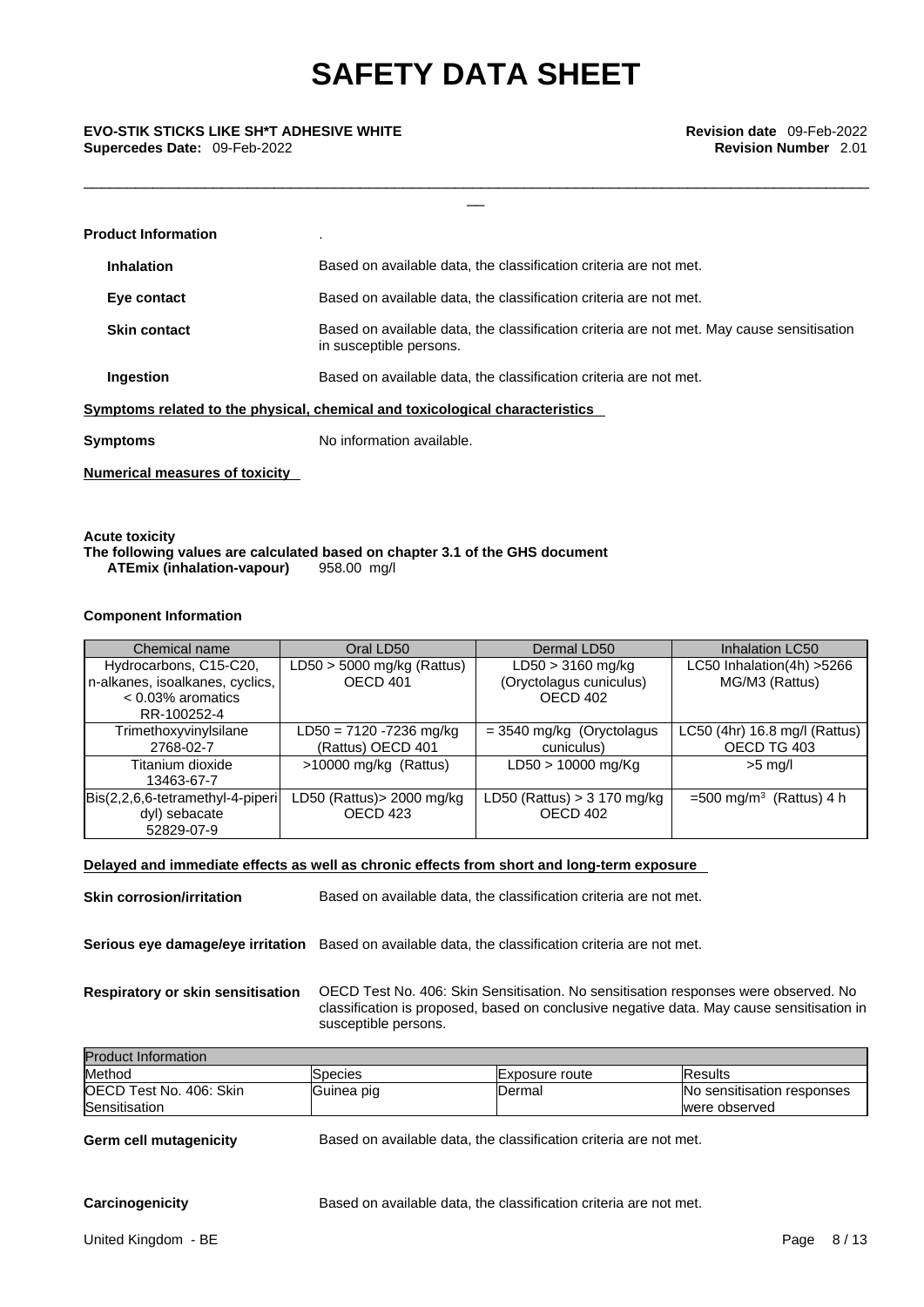**Product Information** .

**Inhalation** Based on available data, the classification criteria are not met.

**Eye contact** Based on available data, the classification criteria are not met.

**Skin contact** Based on available data, the classification criteria are not met. May cause sensitisation in susceptible persons.

**Ingestion** Based on available data, the classification criteria are not met.

**Symptoms related to the physical, chemical and toxicological characteristics**

**Symptoms** No information available.

**Numerical measures of toxicity**

**Acute toxicity**

**The following values are calculated based on chapter 3.1 of the GHS document**

**ATEmix (inhalation-vapour)** 958.00 mg/l

**Component Information**

| Chemical name | Oral LD50 | Dermal LD50 | Inhalation LC50 |
|---|---|---|---|
| Hydrocarbons, C15-C20, n-alkanes, isoalkanes, cyclics, < 0.03% aromatics RR-100252-4 | LD50 > 5000 mg/kg (Rattus) OECD 401 | LD50 > 3160 mg/kg (Oryctolagus cuniculus) OECD 402 | LC50 Inhalation(4h) >5266 MG/M3 (Rattus) |
| Trimethoxyvinylsilane 2768-02-7 | LD50 = 7120 -7236 mg/kg (Rattus) OECD 401 | = 3540 mg/kg (Oryctolagus cuniculus) | LC50 (4hr) 16.8 mg/l (Rattus) OECD TG 403 |
| Titanium dioxide 13463-67-7 | >10000 mg/kg (Rattus) | LD50 > 10000 mg/Kg | >5 mg/l |
| Bis(2,2,6,6-tetramethyl-4-piperidyl) sebacate 52829-07-9 | LD50 (Rattus)> 2000 mg/kg OECD 423 | LD50 (Rattus) > 3 170 mg/kg OECD 402 | =500 mg/m$^3$ (Rattus) 4 h |

**Delayed and immediate effects as well as chronic effects from short and long-term exposure**

**Skin corrosion/irritation** Based on available data, the classification criteria are not met.

**Serious eye damage/eye irritation** Based on available data, the classification criteria are not met.

**Respiratory or skin sensitisation** OECD Test No. 406: Skin Sensitisation. No sensitisation responses were observed. No classification is proposed, based on conclusive negative data. May cause sensitisation in susceptible persons.

| Product Information | | | |
|---|---|---|---|
| Method | Species | Exposure route | Results |
| OECD Test No. 406: Skin Sensitisation | Guinea pig | Dermal | No sensitisation responses were observed |

**Germ cell mutagenicity** Based on available data, the classification criteria are not met.

**Carcinogenicity** Based on available data, the classification criteria are not met.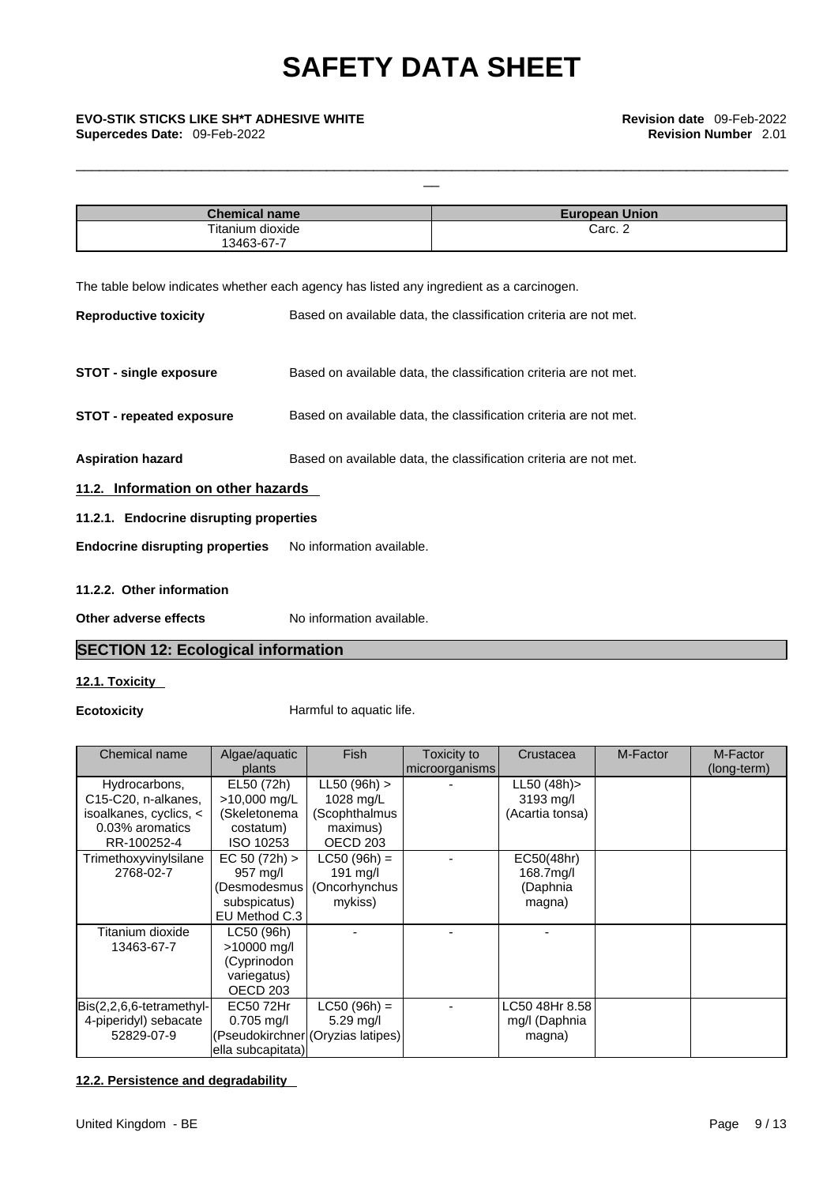| Chemical name | European Union |
|---|---|
| Titanium dioxide<br>13463-67-7 | Carc. 2 |

The table below indicates whether each agency has listed any ingredient as a carcinogen.

**Reproductive toxicity** Based on available data, the classification criteria are not met.

**STOT - single exposure** Based on available data, the classification criteria are not met.

**STOT - repeated exposure** Based on available data, the classification criteria are not met.

**Aspiration hazard** Based on available data, the classification criteria are not met.

### 11.2. Information on other hazards

#### 11.2.1. Endocrine disrupting properties

**Endocrine disrupting properties** No information available.

#### 11.2.2. Other information

**Other adverse effects** No information available.

## SECTION 12: Ecological information

### 12.1. Toxicity

**Ecotoxicity** Harmful to aquatic life.

| Chemical name | Algae/aquatic plants | Fish | Toxicity to microorganisms | Crustacea | M-Factor | M-Factor (long-term) |
|---|---|---|---|---|---|---|
| Hydrocarbons, C15-C20, n-alkanes, isoalkanes, cyclics, < 0.03% aromatics RR-100252-4 | EL50 (72h) >10,000 mg/L (Skeletonema costatum) ISO 10253 | LL50 (96h) > 1028 mg/L (Scophthalmus maximus) OECD 203 | - | LL50 (48h)> 3193 mg/l (Acartia tonsa) | | |
| Trimethoxyvinylsilane 2768-02-7 | EC 50 (72h) > 957 mg/l (Desmodesmus subspicatus) EU Method C.3 | LC50 (96h) = 191 mg/l (Oncorhynchus mykiss) | - | EC50(48hr) 168.7mg/l (Daphnia magna) | | |
| Titanium dioxide 13463-67-7 | LC50 (96h) >10000 mg/l (Cyprinodon variegatus) OECD 203 | - | - | - | | |
| Bis(2,2,6,6-tetramethyl-4-piperidyl) sebacate 52829-07-9 | EC50 72Hr 0.705 mg/l (Pseudokirchnerella subcapitata) | LC50 (96h) = 5.29 mg/l (Oryzias latipes) | - | LC50 48Hr 8.58 mg/l (Daphnia magna) | | |

### 12.2. Persistence and degradability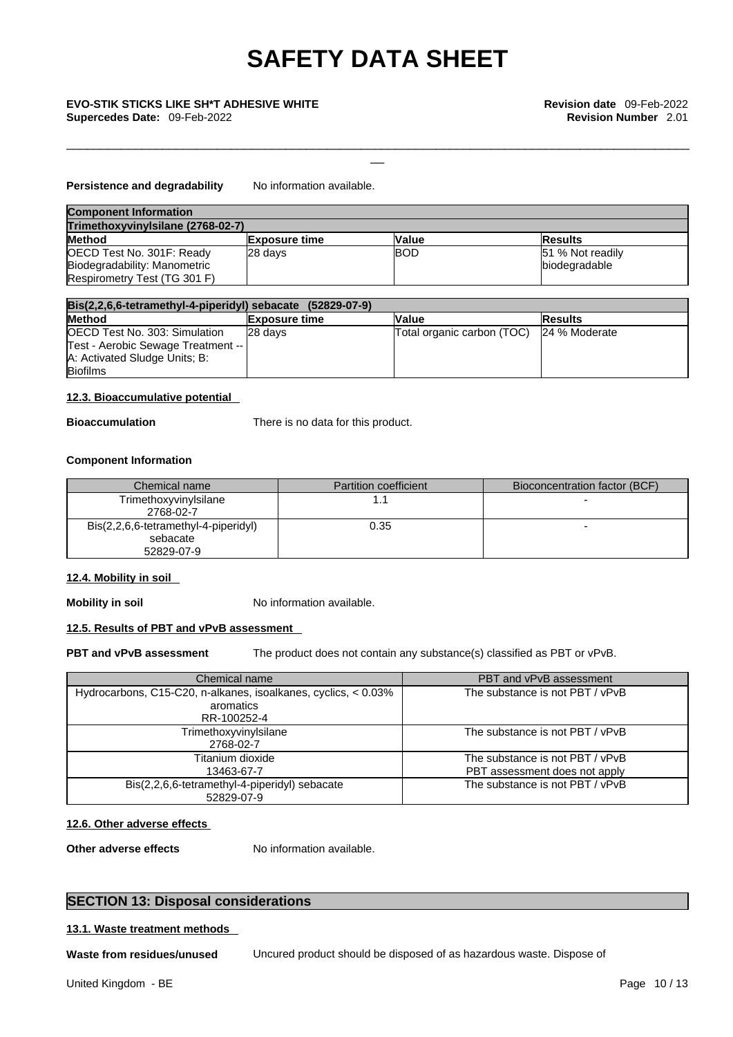**Persistence and degradability** No information available.

| Component Information | | | |
|---|---|---|---|
| **Trimethoxyvinylsilane (2768-02-7)** | | | |
| **Method** | **Exposure time** | **Value** | **Results** |
| OECD Test No. 301F: Ready Biodegradability: Manometric Respirometry Test (TG 301 F) | 28 days | BOD | 51 % Not readily biodegradable |

| **Bis(2,2,6,6-tetramethyl-4-piperidyl) sebacate (52829-07-9)** | | | |
|---|---|---|---|
| **Method** | **Exposure time** | **Value** | **Results** |
| OECD Test No. 303: Simulation Test - Aerobic Sewage Treatment -- A: Activated Sludge Units; B: Biofilms | 28 days | Total organic carbon (TOC) | 24 % Moderate |

#### 12.3. Bioaccumulative potential

**Bioaccumulation** There is no data for this product.

**Component Information**

| Chemical name | Partition coefficient | Bioconcentration factor (BCF) |
|---|---|---|
| Trimethoxyvinylsilane 2768-02-7 | 1.1 | - |
| Bis(2,2,6,6-tetramethyl-4-piperidyl) sebacate 52829-07-9 | 0.35 | - |

#### 12.4. Mobility in soil

**Mobility in soil** No information available.

#### 12.5. Results of PBT and vPvB assessment

**PBT and vPvB assessment** The product does not contain any substance(s) classified as PBT or vPvB.

| Chemical name | PBT and vPvB assessment |
|---|---|
| Hydrocarbons, C15-C20, n-alkanes, isoalkanes, cyclics, < 0.03% aromatics RR-100252-4 | The substance is not PBT / vPvB |
| Trimethoxyvinylsilane 2768-02-7 | The substance is not PBT / vPvB |
| Titanium dioxide 13463-67-7 | The substance is not PBT / vPvB PBT assessment does not apply |
| Bis(2,2,6,6-tetramethyl-4-piperidyl) sebacate 52829-07-9 | The substance is not PBT / vPvB |

#### 12.6. Other adverse effects

**Other adverse effects** No information available.

## SECTION 13: Disposal considerations

#### 13.1. Waste treatment methods

**Waste from residues/unused** Uncured product should be disposed of as hazardous waste. Dispose of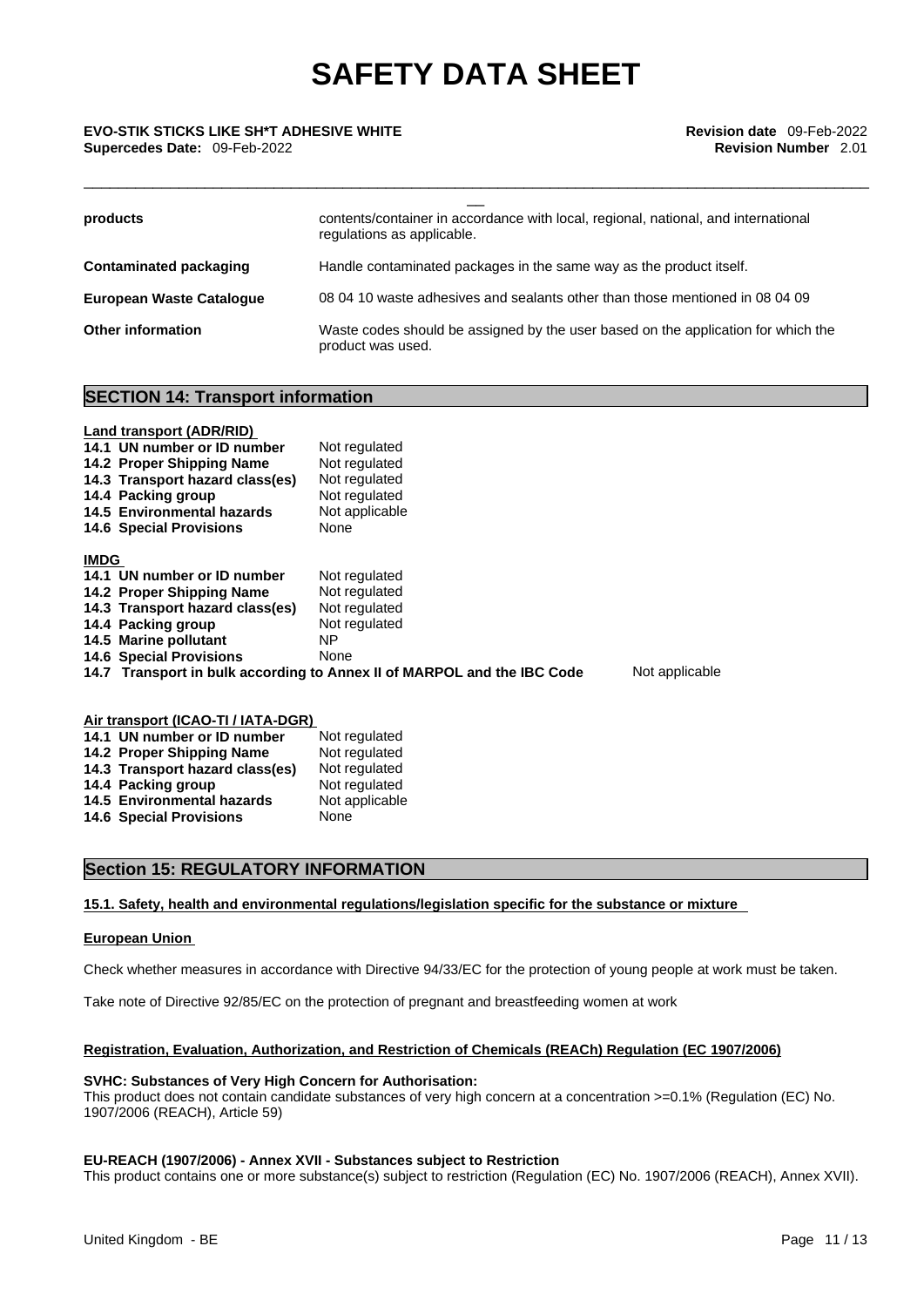| | |
|---|---|
| **products** | contents/container in accordance with local, regional, national, and international regulations as applicable. |
| **Contaminated packaging** | Handle contaminated packages in the same way as the product itself. |
| **European Waste Catalogue** | 08 04 10 waste adhesives and sealants other than those mentioned in 08 04 09 |
| **Other information** | Waste codes should be assigned by the user based on the application for which the product was used. |

## SECTION 14: Transport information

**Land transport (ADR/RID)**

| | |
|---|---|
| **14.1 UN number or ID number** | Not regulated |
| **14.2 Proper Shipping Name** | Not regulated |
| **14.3 Transport hazard class(es)** | Not regulated |
| **14.4 Packing group** | Not regulated |
| **14.5 Environmental hazards** | Not applicable |
| **14.6 Special Provisions** | None |

**IMDG**

| | |
|---|---|
| **14.1 UN number or ID number** | Not regulated |
| **14.2 Proper Shipping Name** | Not regulated |
| **14.3 Transport hazard class(es)** | Not regulated |
| **14.4 Packing group** | Not regulated |
| **14.5 Marine pollutant** | NP |
| **14.6 Special Provisions** | None |
| **14.7 Transport in bulk according to Annex II of MARPOL and the IBC Code** | Not applicable |

**Air transport (ICAO-TI / IATA-DGR)**

| | |
|---|---|
| **14.1 UN number or ID number** | Not regulated |
| **14.2 Proper Shipping Name** | Not regulated |
| **14.3 Transport hazard class(es)** | Not regulated |
| **14.4 Packing group** | Not regulated |
| **14.5 Environmental hazards** | Not applicable |
| **14.6 Special Provisions** | None |

## Section 15: REGULATORY INFORMATION

**15.1. Safety, health and environmental regulations/legislation specific for the substance or mixture**

**European Union**

Check whether measures in accordance with Directive 94/33/EC for the protection of young people at work must be taken.

Take note of Directive 92/85/EC on the protection of pregnant and breastfeeding women at work

**Registration, Evaluation, Authorization, and Restriction of Chemicals (REACh) Regulation (EC 1907/2006)**

**SVHC: Substances of Very High Concern for Authorisation:**
This product does not contain candidate substances of very high concern at a concentration >=0.1% (Regulation (EC) No. 1907/2006 (REACH), Article 59)

**EU-REACH (1907/2006) - Annex XVII - Substances subject to Restriction**
This product contains one or more substance(s) subject to restriction (Regulation (EC) No. 1907/2006 (REACH), Annex XVII).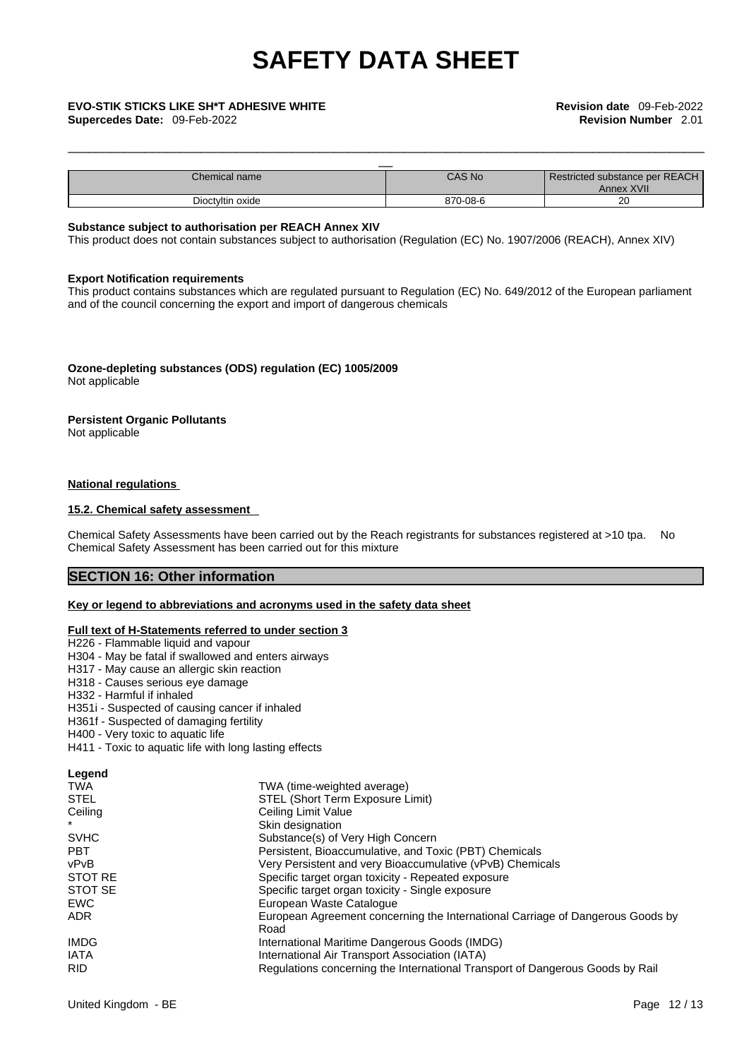| Chemical name | CAS No | Restricted substance per REACH Annex XVII |
| --- | --- | --- |
| Dioctyltin oxide | 870-08-6 | 20 |

**Substance subject to authorisation per REACH Annex XIV**

This product does not contain substances subject to authorisation (Regulation (EC) No. 1907/2006 (REACH), Annex XIV)

**Export Notification requirements**

This product contains substances which are regulated pursuant to Regulation (EC) No. 649/2012 of the European parliament and of the council concerning the export and import of dangerous chemicals

**Ozone-depleting substances (ODS) regulation (EC) 1005/2009**

Not applicable

**Persistent Organic Pollutants**

Not applicable

**National regulations**

**15.2. Chemical safety assessment**

Chemical Safety Assessments have been carried out by the Reach registrants for substances registered at >10 tpa. No Chemical Safety Assessment has been carried out for this mixture

## SECTION 16: Other information

**Key or legend to abbreviations and acronyms used in the safety data sheet**

**Full text of H-Statements referred to under section 3**

H226 - Flammable liquid and vapour
H304 - May be fatal if swallowed and enters airways
H317 - May cause an allergic skin reaction
H318 - Causes serious eye damage
H332 - Harmful if inhaled
H351i - Suspected of causing cancer if inhaled
H361f - Suspected of damaging fertility
H400 - Very toxic to aquatic life
H411 - Toxic to aquatic life with long lasting effects

**Legend**

| | |
| --- | --- |
| TWA | TWA (time-weighted average) |
| STEL | STEL (Short Term Exposure Limit) |
| Ceiling | Ceiling Limit Value |
| * | Skin designation |
| SVHC | Substance(s) of Very High Concern |
| PBT | Persistent, Bioaccumulative, and Toxic (PBT) Chemicals |
| vPvB | Very Persistent and very Bioaccumulative (vPvB) Chemicals |
| STOT RE | Specific target organ toxicity - Repeated exposure |
| STOT SE | Specific target organ toxicity - Single exposure |
| EWC | European Waste Catalogue |
| ADR | European Agreement concerning the International Carriage of Dangerous Goods by Road |
| IMDG | International Maritime Dangerous Goods (IMDG) |
| IATA | International Air Transport Association (IATA) |
| RID | Regulations concerning the International Transport of Dangerous Goods by Rail |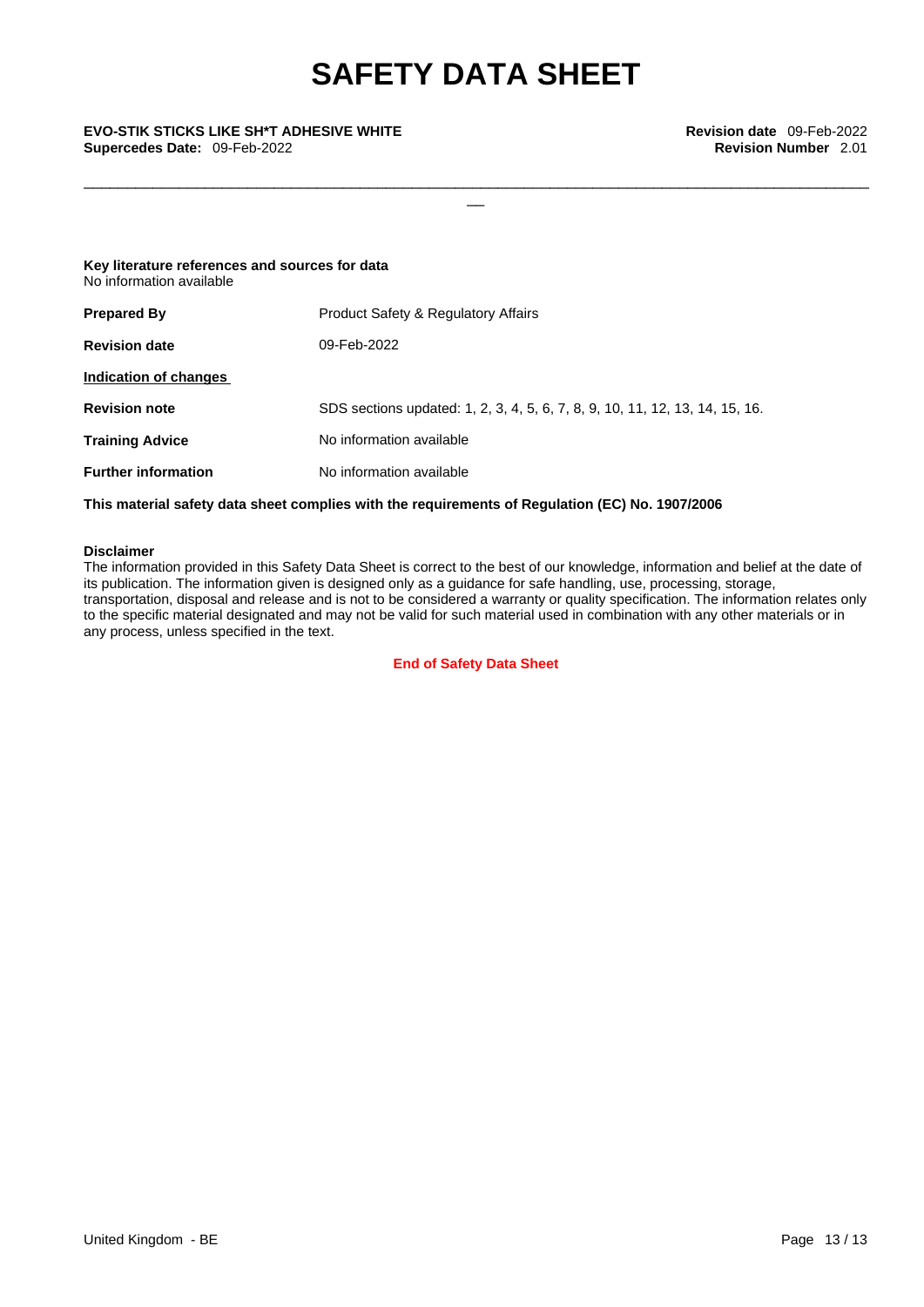**Key literature references and sources for data**
No information available

| | |
|---|---|
| **Prepared By** | Product Safety & Regulatory Affairs |
| **Revision date** | 09-Feb-2022 |

**Indication of changes**

| | |
|---|---|
| **Revision note** | SDS sections updated: 1, 2, 3, 4, 5, 6, 7, 8, 9, 10, 11, 12, 13, 14, 15, 16. |
| **Training Advice** | No information available |
| **Further information** | No information available |

**This material safety data sheet complies with the requirements of Regulation (EC) No. 1907/2006**

**Disclaimer**
The information provided in this Safety Data Sheet is correct to the best of our knowledge, information and belief at the date of its publication. The information given is designed only as a guidance for safe handling, use, processing, storage, transportation, disposal and release and is not to be considered a warranty or quality specification. The information relates only to the specific material designated and may not be valid for such material used in combination with any other materials or in any process, unless specified in the text.

**End of Safety Data Sheet**